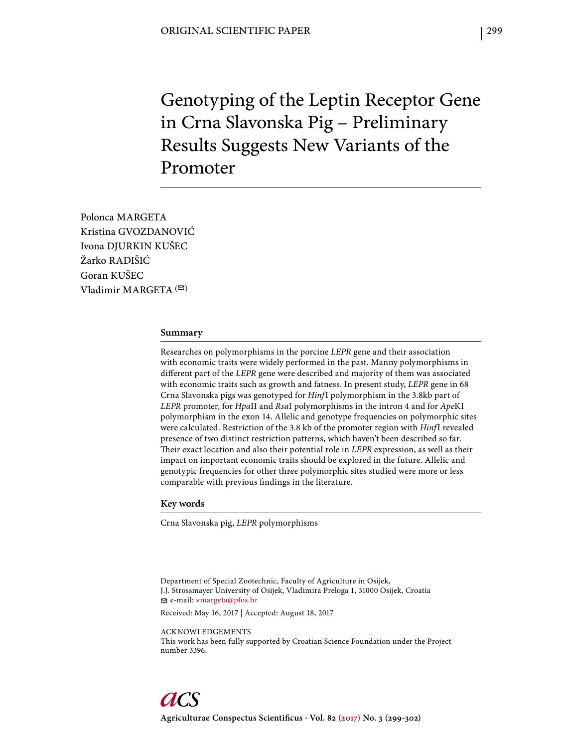ORIGINAL SCIENTIFIC PAPER

# Genotyping of the Leptin Receptor Gene in Crna Slavonska Pig – Preliminary Results Suggests New Variants of the Promoter

Polonca MARGETA
Kristina GVOZDANOVIĆ
Ivona DJURKIN KUŠEC
Žarko RADIŠIĆ
Goran KUŠEC
Vladimir MARGETA (✉)

## Summary

Researches on polymorphisms in the porcine *LEPR* gene and their association with economic traits were widely performed in the past. Manny polymorphisms in different part of the *LEPR* gene were described and majority of them was associated with economic traits such as growth and fatness. In present study, *LEPR* gene in 68 Crna Slavonska pigs was genotyped for *Hinf*I polymorphism in the 3.8kb part of *LEPR* promoter, for *Hpa*II and *Rsa*I polymorphisms in the intron 4 and for *Ape*KI polymorphism in the exon 14. Allelic and genotype frequencies on polymorphic sites were calculated. Restriction of the 3.8 kb of the promoter region with *Hinf*I revealed presence of two distinct restriction patterns, which haven't been described so far. Their exact location and also their potential role in *LEPR* expression, as well as their impact on important economic traits should be explored in the future. Allelic and genotypic frequencies for other three polymorphic sites studied were more or less comparable with previous findings in the literature.

## Key words

Crna Slavonska pig, *LEPR* polymorphisms

Department of Special Zootechnic, Faculty of Agriculture in Osijek,
J.J. Strossmayer University of Osijek, Vladimira Preloga 1, 31000 Osijek, Croatia
✉ e-mail: vmargeta@pfos.hr

Received: May 16, 2017 | Accepted: August 18, 2017

ACKNOWLEDGEMENTS
This work has been fully supported by Croatian Science Foundation under the Project number 3396.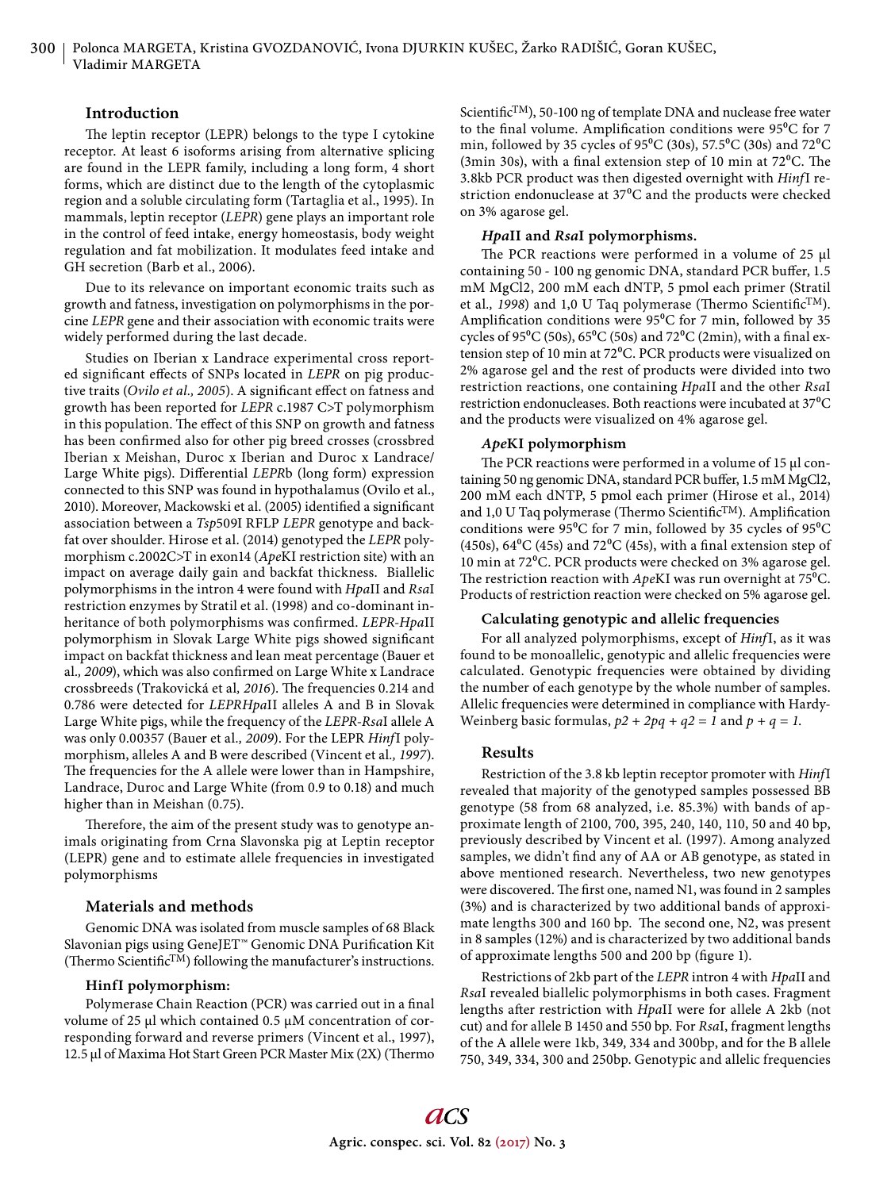## Introduction

The leptin receptor (LEPR) belongs to the type I cytokine receptor. At least 6 isoforms arising from alternative splicing are found in the LEPR family, including a long form, 4 short forms, which are distinct due to the length of the cytoplasmic region and a soluble circulating form (Tartaglia et al., 1995). In mammals, leptin receptor (*LEPR*) gene plays an important role in the control of feed intake, energy homeostasis, body weight regulation and fat mobilization. It modulates feed intake and GH secretion (Barb et al., 2006).

Due to its relevance on important economic traits such as growth and fatness, investigation on polymorphisms in the porcine *LEPR* gene and their association with economic traits were widely performed during the last decade.

Studies on Iberian x Landrace experimental cross reported significant effects of SNPs located in *LEPR* on pig productive traits (*Ovilo et al., 2005*). A significant effect on fatness and growth has been reported for *LEPR* c.1987 C>T polymorphism in this population. The effect of this SNP on growth and fatness has been confirmed also for other pig breed crosses (crossbred Iberian x Meishan, Duroc x Iberian and Duroc x Landrace/ Large White pigs). Differential *LEPR*b (long form) expression connected to this SNP was found in hypothalamus (Ovilo et al., 2010). Moreover, Mackowski et al. (2005) identified a significant association between a *Tsp*509I RFLP *LEPR* genotype and backfat over shoulder. Hirose et al. (2014) genotyped the *LEPR* polymorphism c.2002C>T in exon14 (*Ape*KI restriction site) with an impact on average daily gain and backfat thickness. Biallelic polymorphisms in the intron 4 were found with *Hpa*II and *Rsa*I restriction enzymes by Stratil et al. (1998) and co-dominant inheritance of both polymorphisms was confirmed. *LEPR-Hpa*II polymorphism in Slovak Large White pigs showed significant impact on backfat thickness and lean meat percentage (Bauer et al*., 2009*), which was also confirmed on Large White x Landrace crossbreeds (Trakovická et al*, 2016*). The frequencies 0.214 and 0.786 were detected for *LEPRHpa*II alleles A and B in Slovak Large White pigs, while the frequency of the *LEPR-Rsa*I allele A was only 0.00357 (Bauer et al*., 2009*). For the LEPR *Hinf*I polymorphism, alleles A and B were described (Vincent et al*., 1997*). The frequencies for the A allele were lower than in Hampshire, Landrace, Duroc and Large White (from 0.9 to 0.18) and much higher than in Meishan (0.75).

Therefore, the aim of the present study was to genotype animals originating from Crna Slavonska pig at Leptin receptor (LEPR) gene and to estimate allele frequencies in investigated polymorphisms

## Materials and methods

Genomic DNA was isolated from muscle samples of 68 Black Slavonian pigs using GeneJET™ Genomic DNA Purification Kit (Thermo Scientific™) following the manufacturer's instructions.

### HinfI polymorphism:

Polymerase Chain Reaction (PCR) was carried out in a final volume of 25 µl which contained 0.5 µM concentration of corresponding forward and reverse primers (Vincent et al., 1997), 12.5 µl of Maxima Hot Start Green PCR Master Mix (2X) (Thermo Scientific™), 50-100 ng of template DNA and nuclease free water to the final volume. Amplification conditions were 95°C for 7 min, followed by 35 cycles of 95°C (30s), 57.5°C (30s) and 72°C (3min 30s), with a final extension step of 10 min at 72°C. The 3.8kb PCR product was then digested overnight with *Hinf*I restriction endonuclease at 37°C and the products were checked on 3% agarose gel.

### *Hpa*II and *Rsa*I polymorphisms.

The PCR reactions were performed in a volume of 25 µl containing 50 - 100 ng genomic DNA, standard PCR buffer, 1.5 mM MgCl2, 200 mM each dNTP, 5 pmol each primer (Stratil et al*., 1998*) and 1,0 U Taq polymerase (Thermo Scientific™). Amplification conditions were 95°C for 7 min, followed by 35 cycles of 95°C (50s), 65°C (50s) and 72°C (2min), with a final extension step of 10 min at 72°C. PCR products were visualized on 2% agarose gel and the rest of products were divided into two restriction reactions, one containing *Hpa*II and the other *Rsa*I restriction endonucleases. Both reactions were incubated at 37°C and the products were visualized on 4% agarose gel.

### *Ape*KI polymorphism

The PCR reactions were performed in a volume of 15 µl containing 50 ng genomic DNA, standard PCR buffer, 1.5 mM MgCl2, 200 mM each dNTP, 5 pmol each primer (Hirose et al., 2014) and 1,0 U Taq polymerase (Thermo Scientific™). Amplification conditions were 95°C for 7 min, followed by 35 cycles of 95°C (450s), 64°C (45s) and 72°C (45s), with a final extension step of 10 min at 72°C. PCR products were checked on 3% agarose gel. The restriction reaction with *Ape*KI was run overnight at 75°C. Products of restriction reaction were checked on 5% agarose gel.

### Calculating genotypic and allelic frequencies

For all analyzed polymorphisms, except of *Hinf*I, as it was found to be monoallelic, genotypic and allelic frequencies were calculated. Genotypic frequencies were obtained by dividing the number of each genotype by the whole number of samples. Allelic frequencies were determined in compliance with Hardy-Weinberg basic formulas, $p2 + 2pq + q2 = 1$ and $p + q = 1$.

## Results

Restriction of the 3.8 kb leptin receptor promoter with *Hinf*I revealed that majority of the genotyped samples possessed BB genotype (58 from 68 analyzed, i.e. 85.3%) with bands of approximate length of 2100, 700, 395, 240, 140, 110, 50 and 40 bp, previously described by Vincent et al. (1997). Among analyzed samples, we didn't find any of AA or AB genotype, as stated in above mentioned research. Nevertheless, two new genotypes were discovered. The first one, named N1, was found in 2 samples (3%) and is characterized by two additional bands of approximate lengths 300 and 160 bp. The second one, N2, was present in 8 samples (12%) and is characterized by two additional bands of approximate lengths 500 and 200 bp (figure 1).

Restrictions of 2kb part of the *LEPR* intron 4 with *Hpa*II and *Rsa*I revealed biallelic polymorphisms in both cases. Fragment lengths after restriction with *Hpa*II were for allele A 2kb (not cut) and for allele B 1450 and 550 bp. For *Rsa*I, fragment lengths of the A allele were 1kb, 349, 334 and 300bp, and for the B allele 750, 349, 334, 300 and 250bp. Genotypic and allelic frequencies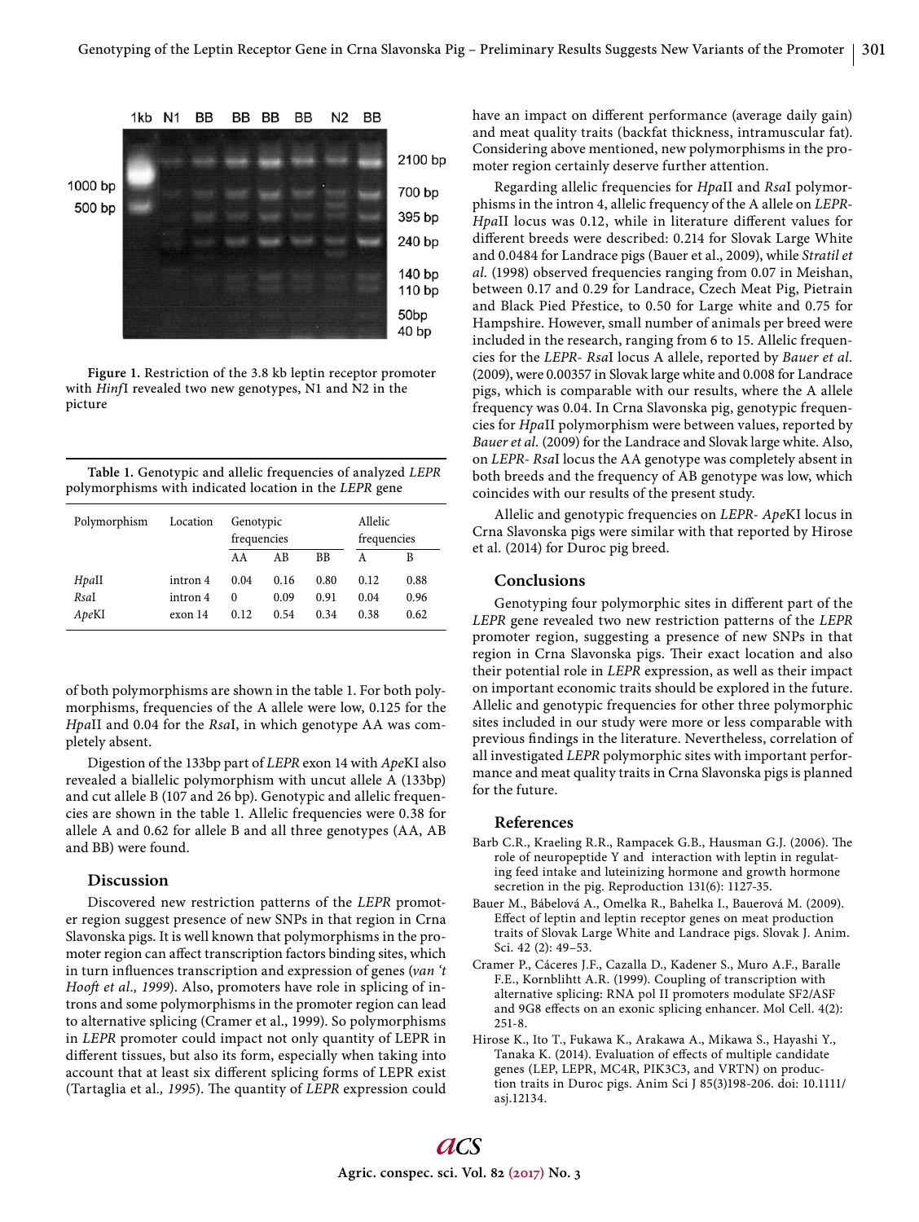Figure 1. Restriction of the 3.8 kb leptin receptor promoter with *Hinf*I revealed two new genotypes, N1 and N2 in the picture

Table 1. Genotypic and allelic frequencies of analyzed *LEPR* polymorphisms with indicated location in the *LEPR* gene

| Polymorphism | Location | Genotypic frequencies | | | Allelic frequencies | |
|---|---|---|---|---|---|---|
| | | AA | AB | BB | A | B |
| *Hpa*II | intron 4 | 0.04 | 0.16 | 0.80 | 0.12 | 0.88 |
| *Rsa*I | intron 4 | 0 | 0.09 | 0.91 | 0.04 | 0.96 |
| *Ape*KI | exon 14 | 0.12 | 0.54 | 0.34 | 0.38 | 0.62 |

of both polymorphisms are shown in the table 1. For both polymorphisms, frequencies of the A allele were low, 0.125 for the *Hpa*II and 0.04 for the *Rsa*I, in which genotype AA was completely absent.

Digestion of the 133bp part of *LEPR* exon 14 with *Ape*KI also revealed a biallelic polymorphism with uncut allele A (133bp) and cut allele B (107 and 26 bp). Genotypic and allelic frequencies are shown in the table 1. Allelic frequencies were 0.38 for allele A and 0.62 for allele B and all three genotypes (AA, AB and BB) were found.

## Discussion

Discovered new restriction patterns of the *LEPR* promoter region suggest presence of new SNPs in that region in Crna Slavonska pigs. It is well known that polymorphisms in the promoter region can affect transcription factors binding sites, which in turn influences transcription and expression of genes (*van 't Hooft et al., 1999*). Also, promoters have role in splicing of introns and some polymorphisms in the promoter region can lead to alternative splicing (Cramer et al., 1999). So polymorphisms in *LEPR* promoter could impact not only quantity of LEPR in different tissues, but also its form, especially when taking into account that at least six different splicing forms of LEPR exist (Tartaglia et al*., 1995*). The quantity of *LEPR* expression could have an impact on different performance (average daily gain) and meat quality traits (backfat thickness, intramuscular fat). Considering above mentioned, new polymorphisms in the promoter region certainly deserve further attention.

Regarding allelic frequencies for *Hpa*II and *Rsa*I polymorphisms in the intron 4, allelic frequency of the A allele on *LEPR-Hpa*II locus was 0.12, while in literature different values for different breeds were described: 0.214 for Slovak Large White and 0.0484 for Landrace pigs (Bauer et al., 2009), while *Stratil et al.* (1998) observed frequencies ranging from 0.07 in Meishan, between 0.17 and 0.29 for Landrace, Czech Meat Pig, Pietrain and Black Pied Přestice, to 0.50 for Large white and 0.75 for Hampshire. However, small number of animals per breed were included in the research, ranging from 6 to 15. Allelic frequencies for the *LEPR- Rsa*I locus A allele, reported by *Bauer et al.* (2009), were 0.00357 in Slovak large white and 0.008 for Landrace pigs, which is comparable with our results, where the A allele frequency was 0.04. In Crna Slavonska pig, genotypic frequencies for *Hpa*II polymorphism were between values, reported by *Bauer et al.* (2009) for the Landrace and Slovak large white. Also, on *LEPR- Rsa*I locus the AA genotype was completely absent in both breeds and the frequency of AB genotype was low, which coincides with our results of the present study.

Allelic and genotypic frequencies on *LEPR- Ape*KI locus in Crna Slavonska pigs were similar with that reported by Hirose et al. (2014) for Duroc pig breed.

## Conclusions

Genotyping four polymorphic sites in different part of the *LEPR* gene revealed two new restriction patterns of the *LEPR* promoter region, suggesting a presence of new SNPs in that region in Crna Slavonska pigs. Their exact location and also their potential role in *LEPR* expression, as well as their impact on important economic traits should be explored in the future. Allelic and genotypic frequencies for other three polymorphic sites included in our study were more or less comparable with previous findings in the literature. Nevertheless, correlation of all investigated *LEPR* polymorphic sites with important performance and meat quality traits in Crna Slavonska pigs is planned for the future.

## References

Barb C.R., Kraeling R.R., Rampacek G.B., Hausman G.J. (2006). The role of neuropeptide Y and interaction with leptin in regulating feed intake and luteinizing hormone and growth hormone secretion in the pig. Reproduction 131(6): 1127-35.

Bauer M., Bábelová A., Omelka R., Bahelka I., Bauerová M. (2009). Effect of leptin and leptin receptor genes on meat production traits of Slovak Large White and Landrace pigs. Slovak J. Anim. Sci. 42 (2): 49–53.

Cramer P., Cáceres J.F., Cazalla D., Kadener S., Muro A.F., Baralle F.E., Kornblihtt A.R. (1999). Coupling of transcription with alternative splicing: RNA pol II promoters modulate SF2/ASF and 9G8 effects on an exonic splicing enhancer. Mol Cell. 4(2): 251-8.

Hirose K., Ito T., Fukawa K., Arakawa A., Mikawa S., Hayashi Y., Tanaka K. (2014). Evaluation of effects of multiple candidate genes (LEP, LEPR, MC4R, PIK3C3, and VRTN) on production traits in Duroc pigs. Anim Sci J 85(3)198-206. doi: 10.1111/asj.12134.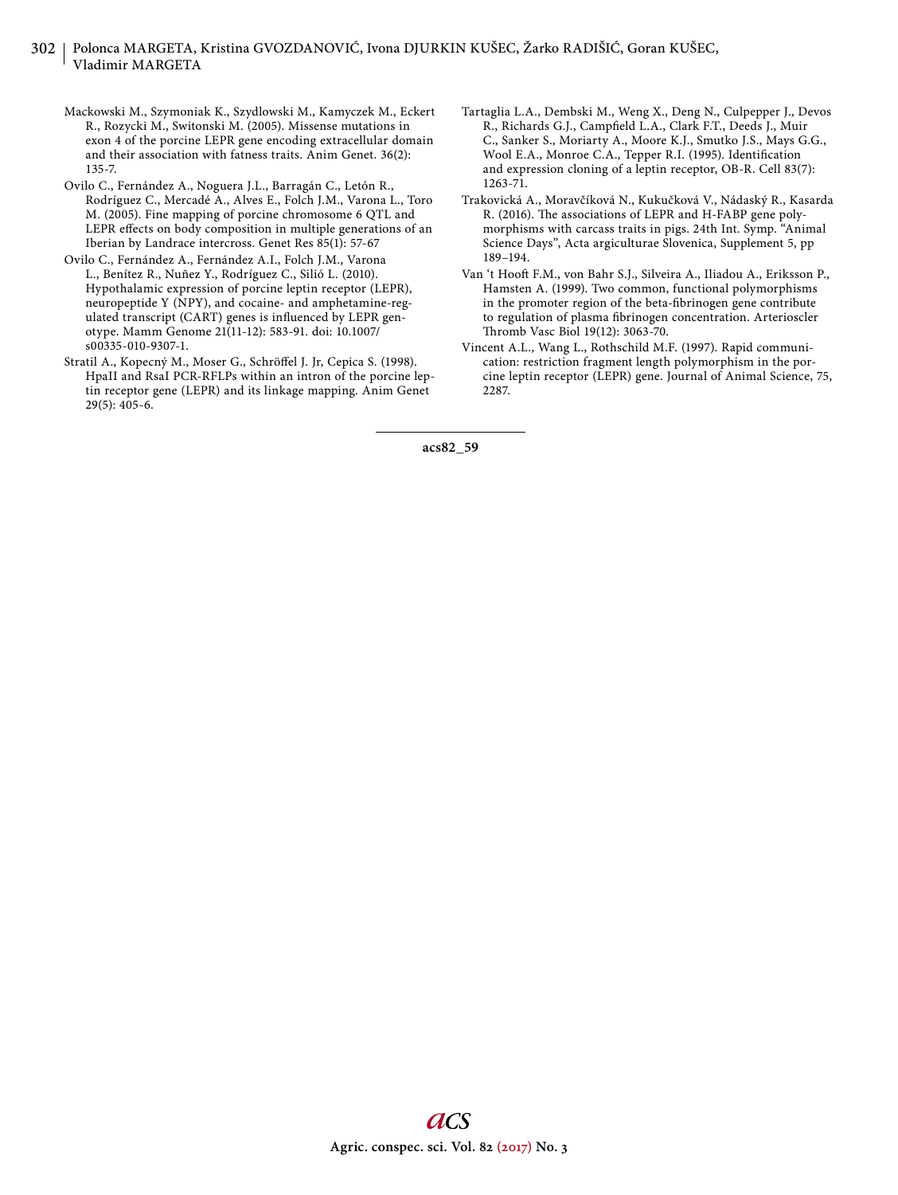Mackowski M., Szymoniak K., Szydlowski M., Kamyczek M., Eckert R., Rozycki M., Switonski M. (2005). Missense mutations in exon 4 of the porcine LEPR gene encoding extracellular domain and their association with fatness traits. Anim Genet. 36(2): 135-7.

Ovilo C., Fernández A., Noguera J.L., Barragán C., Letón R., Rodríguez C., Mercadé A., Alves E., Folch J.M., Varona L., Toro M. (2005). Fine mapping of porcine chromosome 6 QTL and LEPR effects on body composition in multiple generations of an Iberian by Landrace intercross. Genet Res 85(1): 57-67

Ovilo C., Fernández A., Fernández A.I., Folch J.M., Varona L., Benítez R., Nuñez Y., Rodríguez C., Silió L. (2010). Hypothalamic expression of porcine leptin receptor (LEPR), neuropeptide Y (NPY), and cocaine- and amphetamine-regulated transcript (CART) genes is influenced by LEPR genotype. Mamm Genome 21(11-12): 583-91. doi: 10.1007/s00335-010-9307-1.

Stratil A., Kopecný M., Moser G., Schröffel J. Jr, Cepica S. (1998). HpaII and RsaI PCR-RFLPs within an intron of the porcine leptin receptor gene (LEPR) and its linkage mapping. Anim Genet 29(5): 405-6.

Tartaglia L.A., Dembski M., Weng X., Deng N., Culpepper J., Devos R., Richards G.J., Campfield L.A., Clark F.T., Deeds J., Muir C., Sanker S., Moriarty A., Moore K.J., Smutko J.S., Mays G.G., Wool E.A., Monroe C.A., Tepper R.I. (1995). Identification and expression cloning of a leptin receptor, OB-R. Cell 83(7): 1263-71.

Trakovická A., Moravčíková N., Kukučková V., Nádaský R., Kasarda R. (2016). The associations of LEPR and H-FABP gene polymorphisms with carcass traits in pigs. 24th Int. Symp. "Animal Science Days", Acta agriculturae Slovenica, Supplement 5, pp 189–194.

Van 't Hooft F.M., von Bahr S.J., Silveira A., Iliadou A., Eriksson P., Hamsten A. (1999). Two common, functional polymorphisms in the promoter region of the beta-fibrinogen gene contribute to regulation of plasma fibrinogen concentration. Arterioscler Thromb Vasc Biol 19(12): 3063-70.

Vincent A.L., Wang L., Rothschild M.F. (1997). Rapid communication: restriction fragment length polymorphism in the porcine leptin receptor (LEPR) gene. Journal of Animal Science, 75, 2287.

**acs82_59**